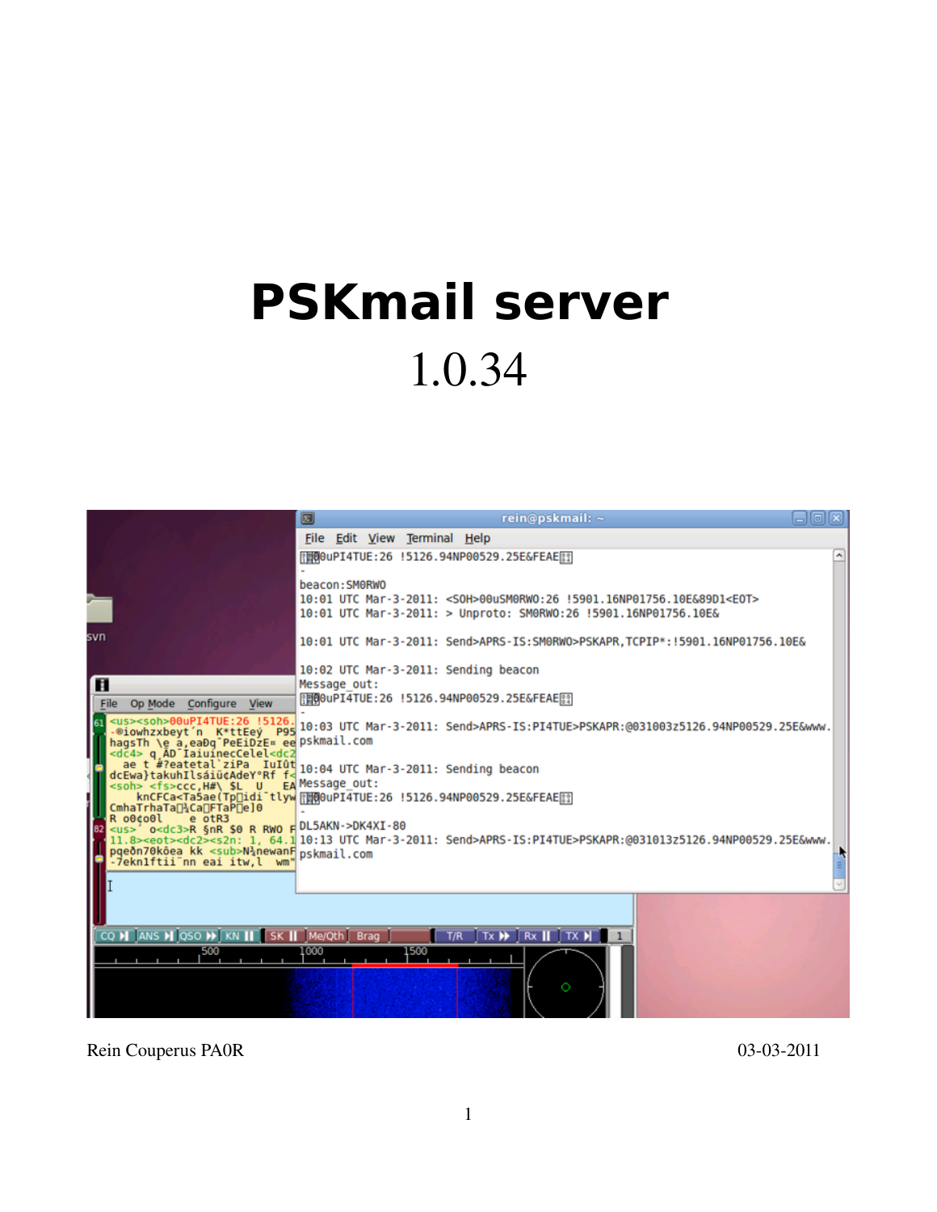# PSKmail server

1.0.34

Rein Couperus PA0R

03-03-2011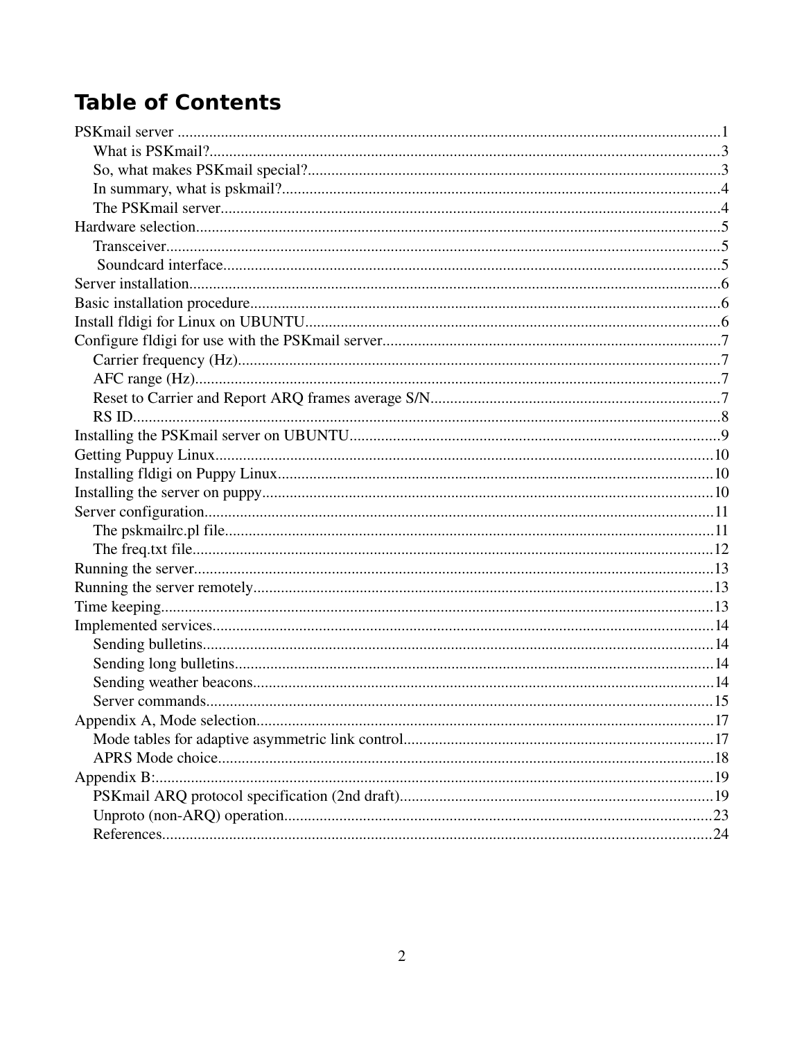# Table of Contents

PSKmail server ....................................................................................................................................1
- What is PSKmail?...........................................................................................................................3
- So, what makes PSKmail special?..................................................................................................3
- In summary, what is pskmail?.........................................................................................................4
- The PSKmail server........................................................................................................................4

Hardware selection...............................................................................................................................5
- Transceiver......................................................................................................................................5
- Soundcard interface.......................................................................................................................5

Server installation.................................................................................................................................6

Basic installation procedure.................................................................................................................6

Install fldigi for Linux on UBUNTU...................................................................................................6

Configure fldigi for use with the PSKmail server................................................................................7
- Carrier frequency (Hz)....................................................................................................................7
- AFC range (Hz)...............................................................................................................................7
- Reset to Carrier and Report ARQ frames average S/N...................................................................7
- RS ID...............................................................................................................................................8

Installing the PSKmail server on UBUNTU.........................................................................................9

Getting Puppuy Linux.........................................................................................................................10

Installing fldigi on Puppy Linux..........................................................................................................10

Installing the server on puppy..............................................................................................................10

Server configuration.............................................................................................................................11
- The pskmailrc.pl file.......................................................................................................................11
- The freq.txt file...............................................................................................................................12

Running the server................................................................................................................................13

Running the server remotely.................................................................................................................13

Time keeping........................................................................................................................................13

Implemented services...........................................................................................................................14
- Sending bulletins.............................................................................................................................14
- Sending long bulletins.....................................................................................................................14
- Sending weather beacons................................................................................................................14
- Server commands............................................................................................................................15

Appendix A, Mode selection................................................................................................................17
- Mode tables for adaptive asymmetric link control..........................................................................17
- APRS Mode choice.........................................................................................................................18

Appendix B:.........................................................................................................................................19
- PSKmail ARQ protocol specification (2nd draft)...........................................................................19
- Unproto (non-ARQ) operation........................................................................................................23
- References.......................................................................................................................................24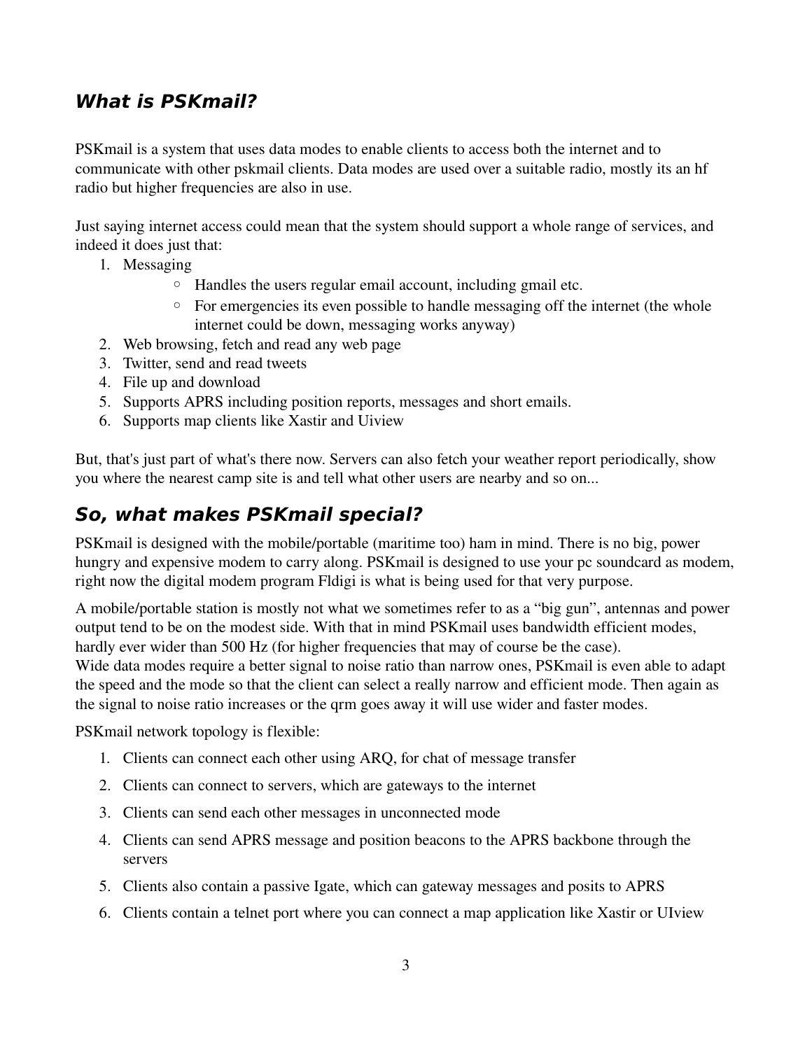## *What is PSKmail?*

PSKmail is a system that uses data modes to enable clients to access both the internet and to communicate with other pskmail clients. Data modes are used over a suitable radio, mostly its an hf radio but higher frequencies are also in use.

Just saying internet access could mean that the system should support a whole range of services, and indeed it does just that:

1. Messaging
   - Handles the users regular email account, including gmail etc.
   - For emergencies its even possible to handle messaging off the internet (the whole internet could be down, messaging works anyway)
2. Web browsing, fetch and read any web page
3. Twitter, send and read tweets
4. File up and download
5. Supports APRS including position reports, messages and short emails.
6. Supports map clients like Xastir and Uiview

But, that's just part of what's there now. Servers can also fetch your weather report periodically, show you where the nearest camp site is and tell what other users are nearby and so on...

## *So, what makes PSKmail special?*

PSKmail is designed with the mobile/portable (maritime too) ham in mind. There is no big, power hungry and expensive modem to carry along. PSKmail is designed to use your pc soundcard as modem, right now the digital modem program Fldigi is what is being used for that very purpose.

A mobile/portable station is mostly not what we sometimes refer to as a "big gun", antennas and power output tend to be on the modest side. With that in mind PSKmail uses bandwidth efficient modes, hardly ever wider than 500 Hz (for higher frequencies that may of course be the case).
Wide data modes require a better signal to noise ratio than narrow ones, PSKmail is even able to adapt the speed and the mode so that the client can select a really narrow and efficient mode. Then again as the signal to noise ratio increases or the qrm goes away it will use wider and faster modes.

PSKmail network topology is flexible:

1. Clients can connect each other using ARQ, for chat of message transfer
2. Clients can connect to servers, which are gateways to the internet
3. Clients can send each other messages in unconnected mode
4. Clients can send APRS message and position beacons to the APRS backbone through the servers
5. Clients also contain a passive Igate, which can gateway messages and posits to APRS
6. Clients contain a telnet port where you can connect a map application like Xastir or UIview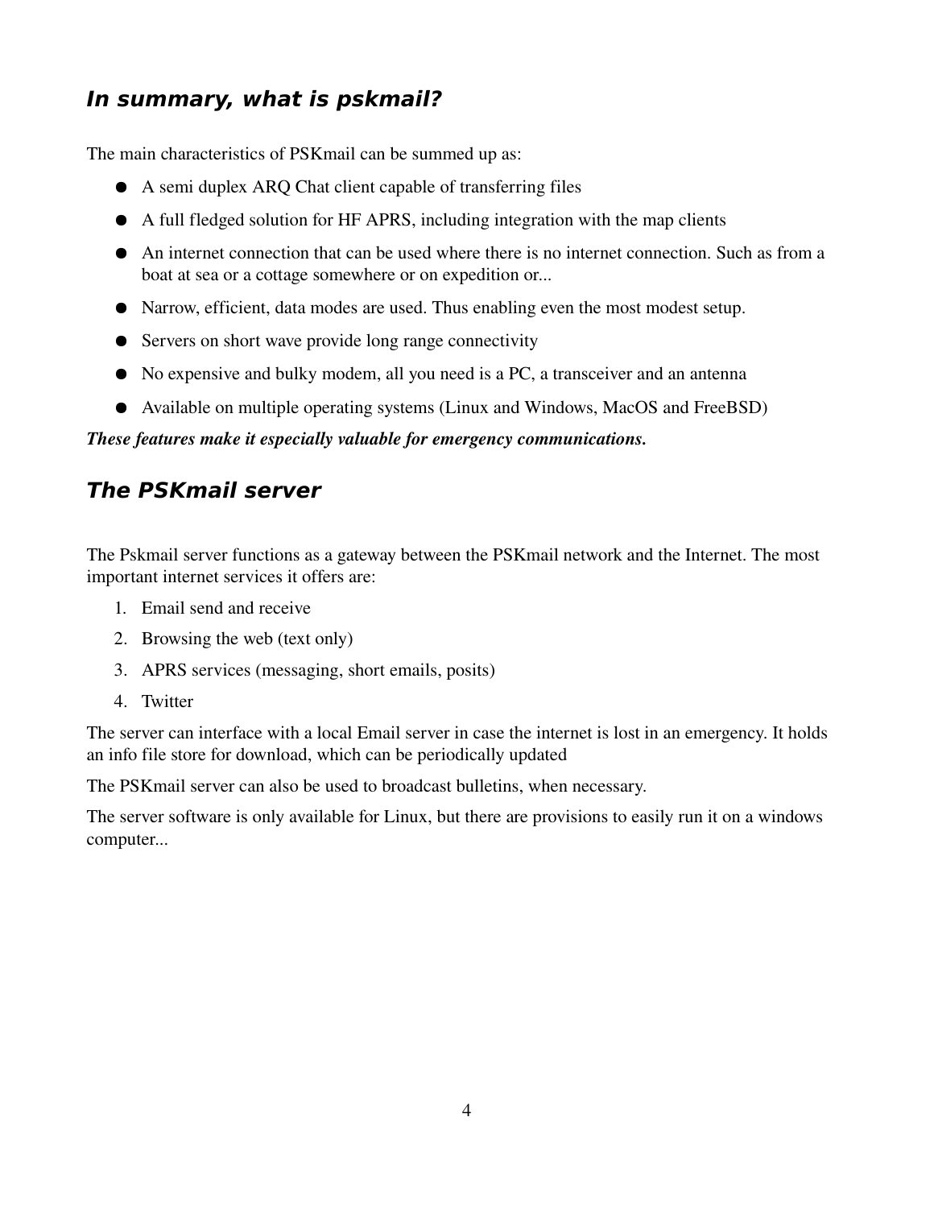## *In summary, what is pskmail?*

The main characteristics of PSKmail can be summed up as:

- A semi duplex ARQ Chat client capable of transferring files
- A full fledged solution for HF APRS, including integration with the map clients
- An internet connection that can be used where there is no internet connection. Such as from a boat at sea or a cottage somewhere or on expedition or...
- Narrow, efficient, data modes are used. Thus enabling even the most modest setup.
- Servers on short wave provide long range connectivity
- No expensive and bulky modem, all you need is a PC, a transceiver and an antenna
- Available on multiple operating systems (Linux and Windows, MacOS and FreeBSD)

***These features make it especially valuable for emergency communications.***

## *The PSKmail server*

The Pskmail server functions as a gateway between the PSKmail network and the Internet. The most important internet services it offers are:

1. Email send and receive
2. Browsing the web (text only)
3. APRS services (messaging, short emails, posits)
4. Twitter

The server can interface with a local Email server in case the internet is lost in an emergency. It holds an info file store for download, which can be periodically updated

The PSKmail server can also be used to broadcast bulletins, when necessary.

The server software is only available for Linux, but there are provisions to easily run it on a windows computer...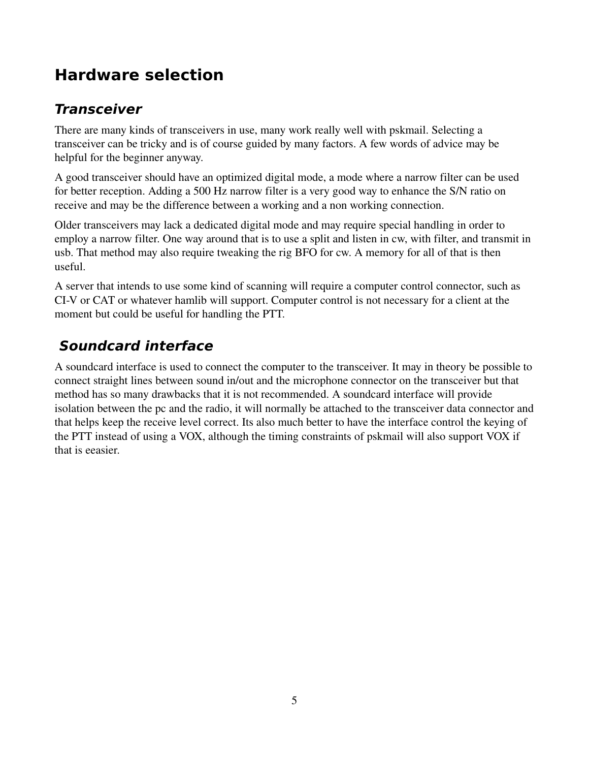# Hardware selection

## *Transceiver*

There are many kinds of transceivers in use, many work really well with pskmail. Selecting a transceiver can be tricky and is of course guided by many factors. A few words of advice may be helpful for the beginner anyway.

A good transceiver should have an optimized digital mode, a mode where a narrow filter can be used for better reception. Adding a 500 Hz narrow filter is a very good way to enhance the S/N ratio on receive and may be the difference between a working and a non working connection.

Older transceivers may lack a dedicated digital mode and may require special handling in order to employ a narrow filter. One way around that is to use a split and listen in cw, with filter, and transmit in usb. That method may also require tweaking the rig BFO for cw. A memory for all of that is then useful.

A server that intends to use some kind of scanning will require a computer control connector, such as CI-V or CAT or whatever hamlib will support. Computer control is not necessary for a client at the moment but could be useful for handling the PTT.

## *Soundcard interface*

A soundcard interface is used to connect the computer to the transceiver. It may in theory be possible to connect straight lines between sound in/out and the microphone connector on the transceiver but that method has so many drawbacks that it is not recommended. A soundcard interface will provide isolation between the pc and the radio, it will normally be attached to the transceiver data connector and that helps keep the receive level correct. Its also much better to have the interface control the keying of the PTT instead of using a VOX, although the timing constraints of pskmail will also support VOX if that is eeasier.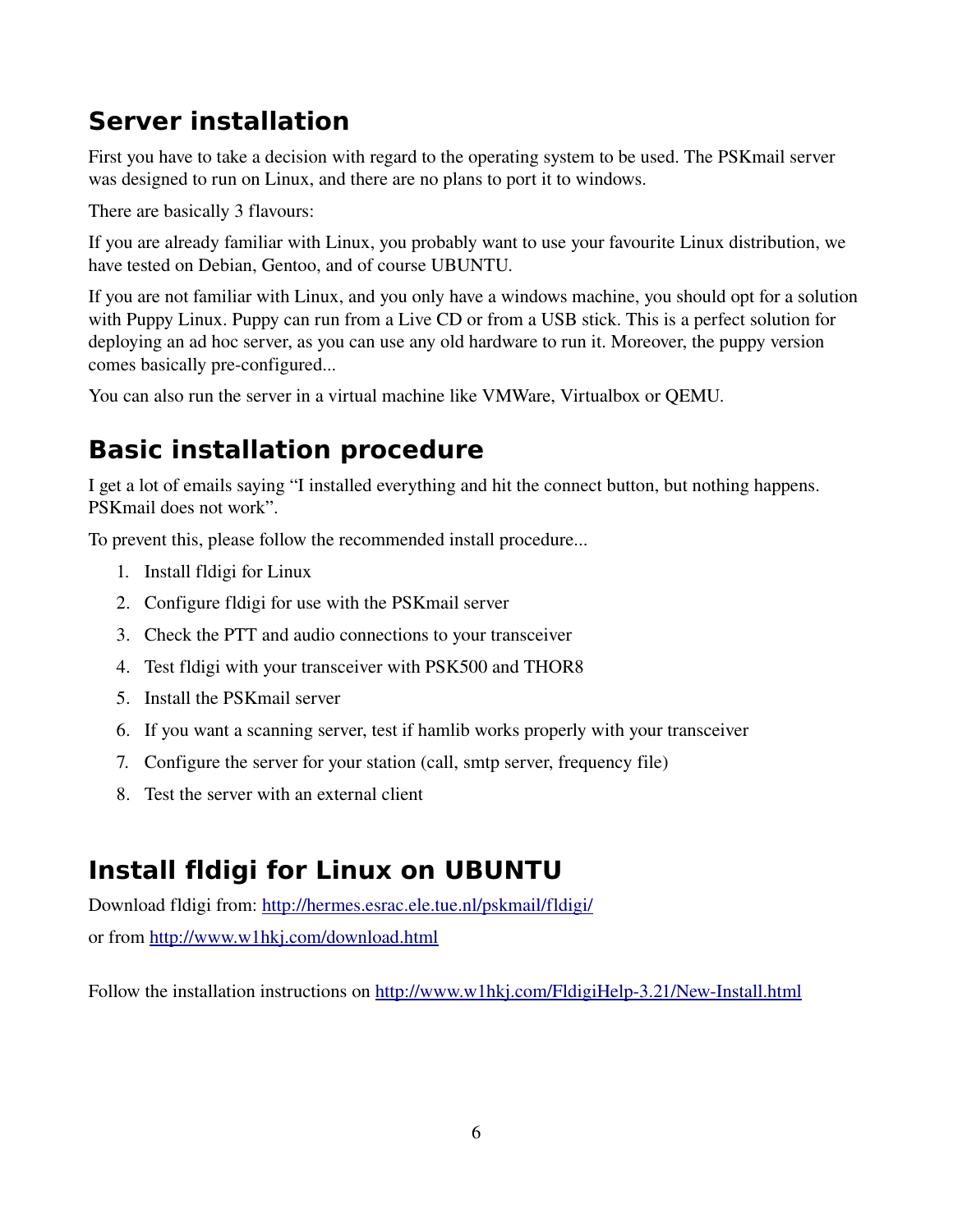## Server installation

First you have to take a decision with regard to the operating system to be used. The PSKmail server was designed to run on Linux, and there are no plans to port it to windows.

There are basically 3 flavours:

If you are already familiar with Linux, you probably want to use your favourite Linux distribution, we have tested on Debian, Gentoo, and of course UBUNTU.

If you are not familiar with Linux, and you only have a windows machine, you should opt for a solution with Puppy Linux. Puppy can run from a Live CD or from a USB stick. This is a perfect solution for deploying an ad hoc server, as you can use any old hardware to run it. Moreover, the puppy version comes basically pre-configured...

You can also run the server in a virtual machine like VMWare, Virtualbox or QEMU.

## Basic installation procedure

I get a lot of emails saying “I installed everything and hit the connect button, but nothing happens. PSKmail does not work”.

To prevent this, please follow the recommended install procedure...

1. Install fldigi for Linux
2. Configure fldigi for use with the PSKmail server
3. Check the PTT and audio connections to your transceiver
4. Test fldigi with your transceiver with PSK500 and THOR8
5. Install the PSKmail server
6. If you want a scanning server, test if hamlib works properly with your transceiver
7. Configure the server for your station (call, smtp server, frequency file)
8. Test the server with an external client

## Install fldigi for Linux on UBUNTU

Download fldigi from: http://hermes.esrac.ele.tue.nl/pskmail/fldigi/

or from http://www.w1hkj.com/download.html

Follow the installation instructions on http://www.w1hkj.com/FldigiHelp-3.21/New-Install.html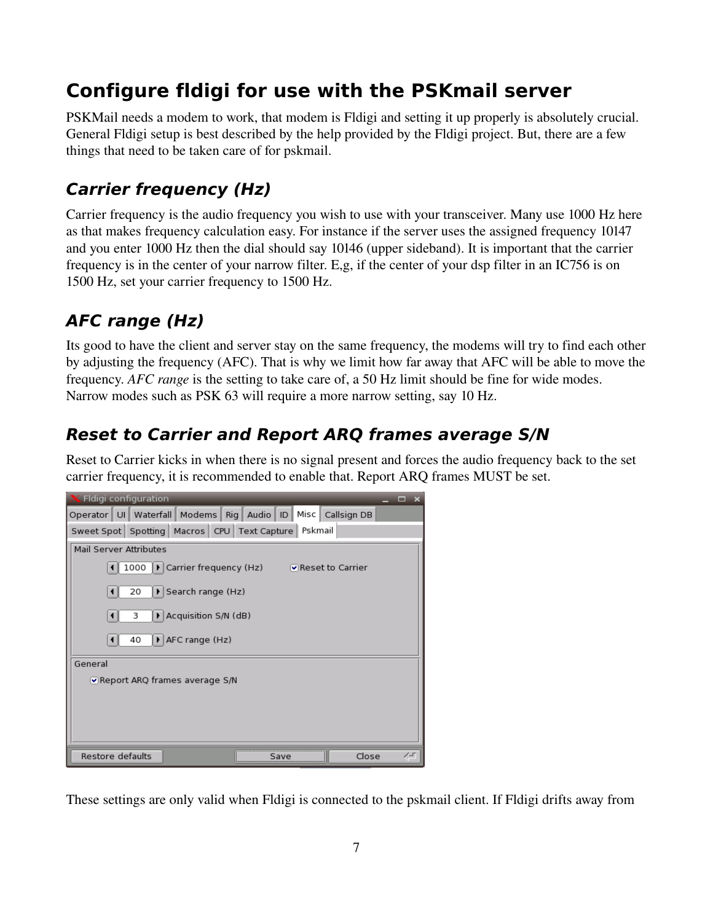# Configure fldigi for use with the PSKmail server

PSKMail needs a modem to work, that modem is Fldigi and setting it up properly is absolutely crucial. General Fldigi setup is best described by the help provided by the Fldigi project. But, there are a few things that need to be taken care of for pskmail.

## *Carrier frequency (Hz)*

Carrier frequency is the audio frequency you wish to use with your transceiver. Many use 1000 Hz here as that makes frequency calculation easy. For instance if the server uses the assigned frequency 10147 and you enter 1000 Hz then the dial should say 10146 (upper sideband). It is important that the carrier frequency is in the center of your narrow filter. E,g, if the center of your dsp filter in an IC756 is on 1500 Hz, set your carrier frequency to 1500 Hz.

## *AFC range (Hz)*

Its good to have the client and server stay on the same frequency, the modems will try to find each other by adjusting the frequency (AFC). That is why we limit how far away that AFC will be able to move the frequency. *AFC range* is the setting to take care of, a 50 Hz limit should be fine for wide modes. Narrow modes such as PSK 63 will require a more narrow setting, say 10 Hz.

## *Reset to Carrier and Report ARQ frames average S/N*

Reset to Carrier kicks in when there is no signal present and forces the audio frequency back to the set carrier frequency, it is recommended to enable that. Report ARQ frames MUST be set.

These settings are only valid when Fldigi is connected to the pskmail client. If Fldigi drifts away from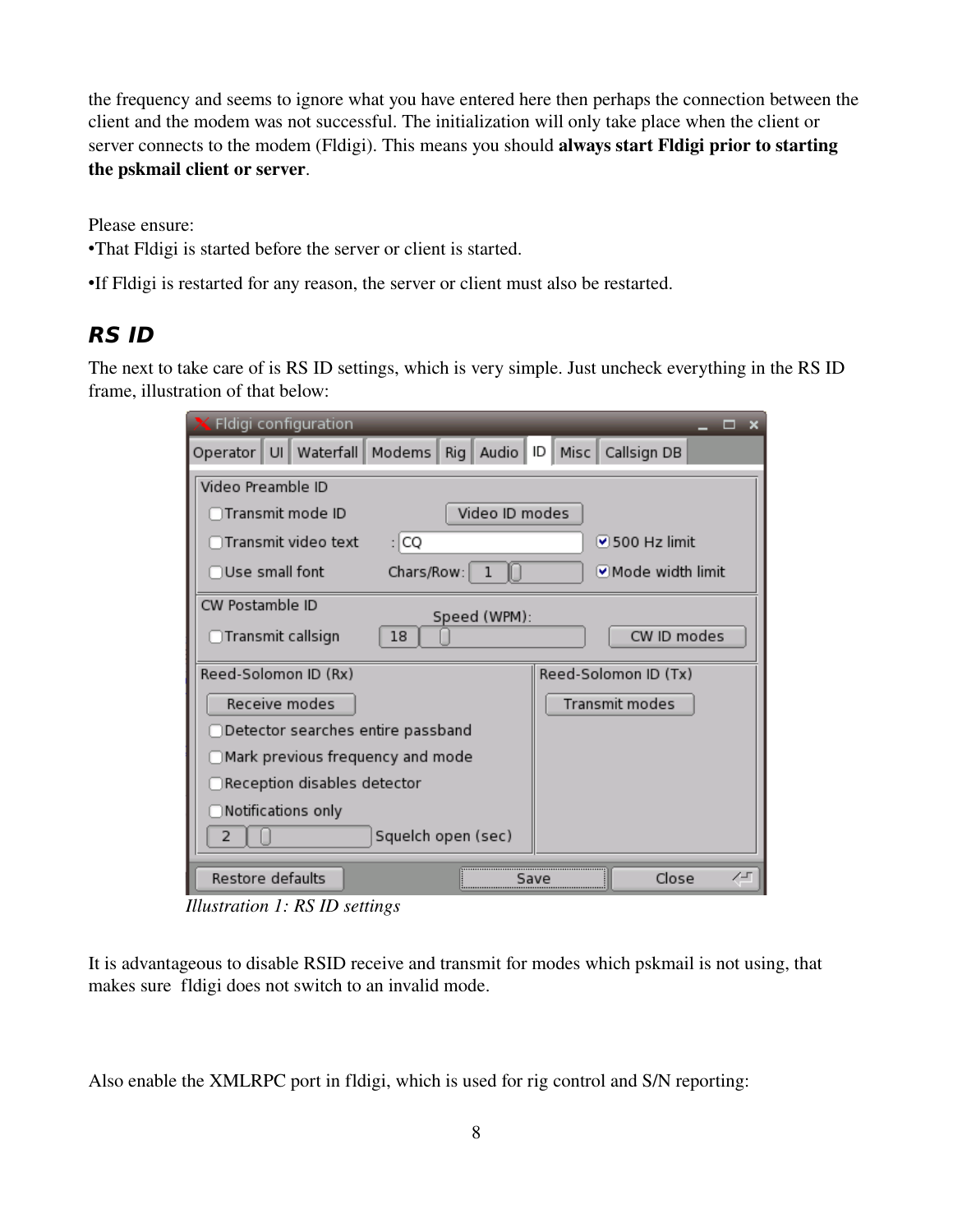the frequency and seems to ignore what you have entered here then perhaps the connection between the client and the modem was not successful. The initialization will only take place when the client or server connects to the modem (Fldigi). This means you should **always start Fldigi prior to starting the pskmail client or server**.

Please ensure:

- That Fldigi is started before the server or client is started.
- If Fldigi is restarted for any reason, the server or client must also be restarted.

## RS ID

The next to take care of is RS ID settings, which is very simple. Just uncheck everything in the RS ID frame, illustration of that below:

*Illustration 1: RS ID settings*

It is advantageous to disable RSID receive and transmit for modes which pskmail is not using, that makes sure fldigi does not switch to an invalid mode.

Also enable the XMLRPC port in fldigi, which is used for rig control and S/N reporting: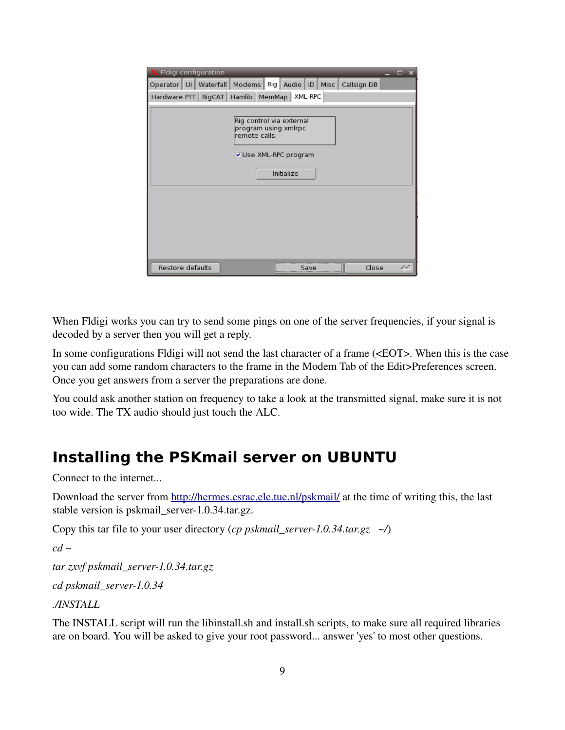When Fldigi works you can try to send some pings on one of the server frequencies, if your signal is decoded by a server then you will get a reply.

In some configurations Fldigi will not send the last character of a frame (<EOT>. When this is the case you can add some random characters to the frame in the Modem Tab of the Edit>Preferences screen. Once you get answers from a server the preparations are done.

You could ask another station on frequency to take a look at the transmitted signal, make sure it is not too wide. The TX audio should just touch the ALC.

## Installing the PSKmail server on UBUNTU

Connect to the internet...

Download the server from [http://hermes.esrac.ele.tue.nl/pskmail/](http://hermes.esrac.ele.tue.nl/pskmail/) at the time of writing this, the last stable version is pskmail_server-1.0.34.tar.gz.

Copy this tar file to your user directory (*cp pskmail_server-1.0.34.tar.gz ~/*)

*cd ~*

*tar zxvf pskmail_server-1.0.34.tar.gz*

*cd pskmail_server-1.0.34*

*./INSTALL*

The INSTALL script will run the libinstall.sh and install.sh scripts, to make sure all required libraries are on board. You will be asked to give your root password... answer 'yes' to most other questions.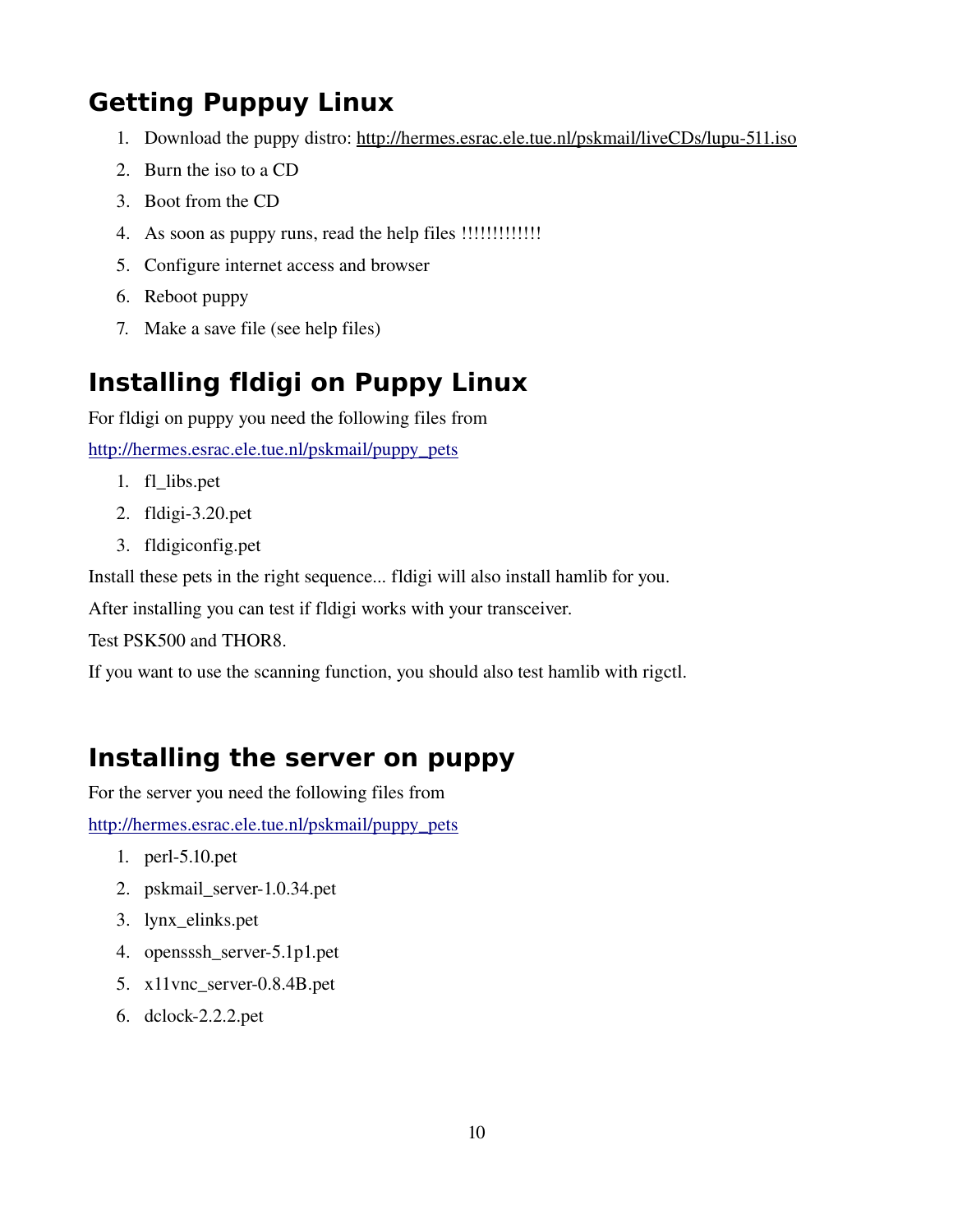## Getting Puppuy Linux

1. Download the puppy distro: http://hermes.esrac.ele.tue.nl/pskmail/liveCDs/lupu-511.iso
2. Burn the iso to a CD
3. Boot from the CD
4. As soon as puppy runs, read the help files !!!!!!!!!!!!
5. Configure internet access and browser
6. Reboot puppy
7. Make a save file (see help files)

## Installing fldigi on Puppy Linux

For fldigi on puppy you need the following files from

http://hermes.esrac.ele.tue.nl/pskmail/puppy_pets

1. fl_libs.pet
2. fldigi-3.20.pet
3. fldigiconfig.pet

Install these pets in the right sequence... fldigi will also install hamlib for you.

After installing you can test if fldigi works with your transceiver.

Test PSK500 and THOR8.

If you want to use the scanning function, you should also test hamlib with rigctl.

## Installing the server on puppy

For the server you need the following files from

http://hermes.esrac.ele.tue.nl/pskmail/puppy_pets

1. perl-5.10.pet
2. pskmail_server-1.0.34.pet
3. lynx_elinks.pet
4. opensssh_server-5.1p1.pet
5. x11vnc_server-0.8.4B.pet
6. dclock-2.2.2.pet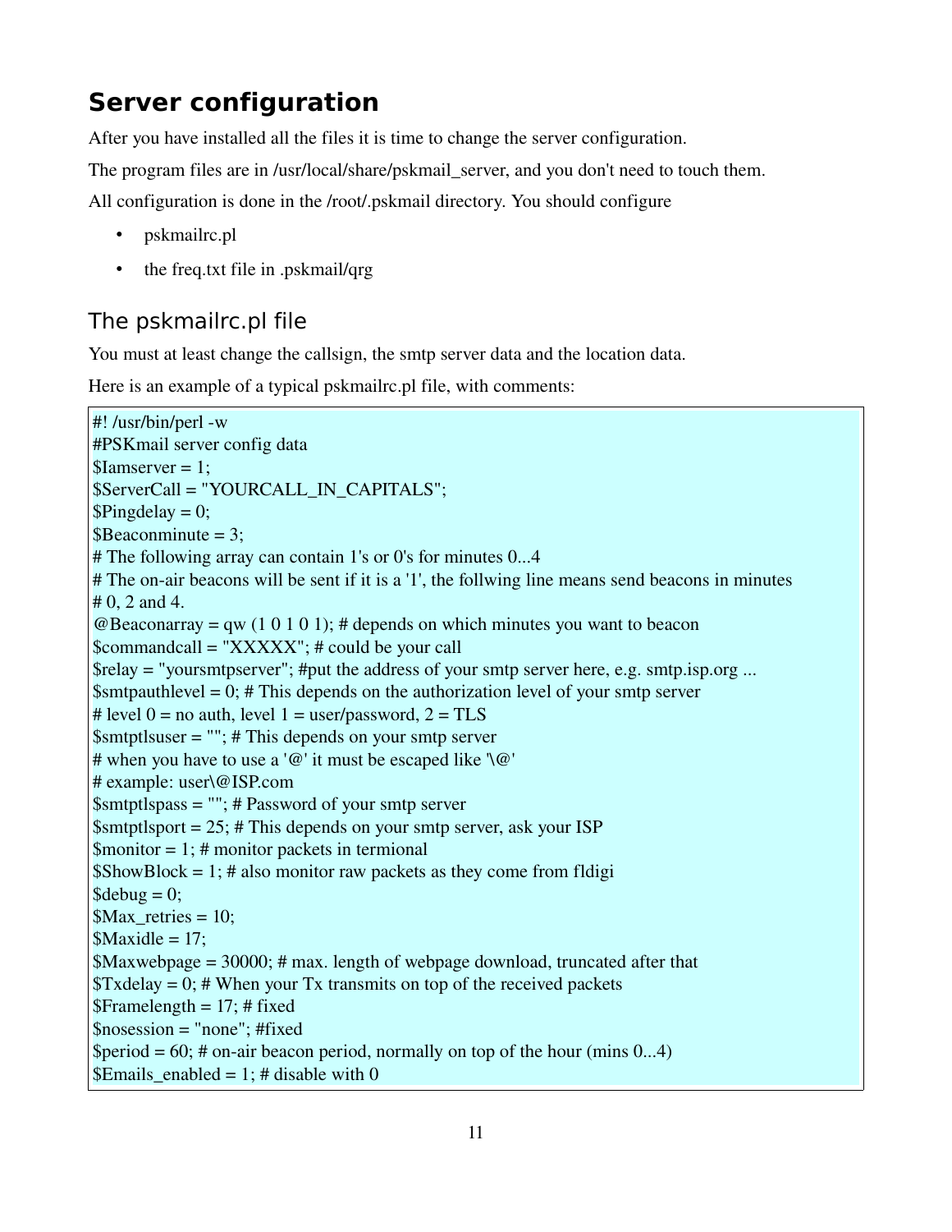## Server configuration

After you have installed all the files it is time to change the server configuration.

The program files are in /usr/local/share/pskmail_server, and you don't need to touch them.

All configuration is done in the /root/.pskmail directory. You should configure

- pskmailrc.pl
- the freq.txt file in .pskmail/qrg

### The pskmailrc.pl file

You must at least change the callsign, the smtp server data and the location data.

Here is an example of a typical pskmailrc.pl file, with comments:

```
#! /usr/bin/perl -w
#PSKmail server config data
$Iamserver = 1;
$ServerCall = "YOURCALL_IN_CAPITALS";
$Pingdelay = 0;
$Beaconminute = 3;
# The following array can contain 1's or 0's for minutes 0...4
# The on-air beacons will be sent if it is a '1', the follwing line means send beacons in minutes
# 0, 2 and 4.
@Beaconarray = qw (1 0 1 0 1); # depends on which minutes you want to beacon
$commandcall = "XXXXX"; # could be your call
$relay = "yoursmtpserver"; #put the address of your smtp server here, e.g. smtp.isp.org ...
$smtpauthlevel = 0; # This depends on the authorization level of your smtp server
# level 0 = no auth, level 1 = user/password, 2 = TLS
$smtptlsuser = ""; # This depends on your smtp server
# when you have to use a '@' it must be escaped like '\@'
# example: user\@ISP.com
$smtptlspass = ""; # Password of your smtp server
$smtptlsport = 25; # This depends on your smtp server, ask your ISP
$monitor = 1; # monitor packets in termional
$ShowBlock = 1; # also monitor raw packets as they come from fldigi
$debug = 0;
$Max_retries = 10;
$Maxidle = 17;
$Maxwebpage = 30000; # max. length of webpage download, truncated after that
$Txdelay = 0; # When your Tx transmits on top of the received packets
$Framelength = 17; # fixed
$nosession = "none"; #fixed
$period = 60; # on-air beacon period, normally on top of the hour (mins 0...4)
$Emails_enabled = 1; # disable with 0
```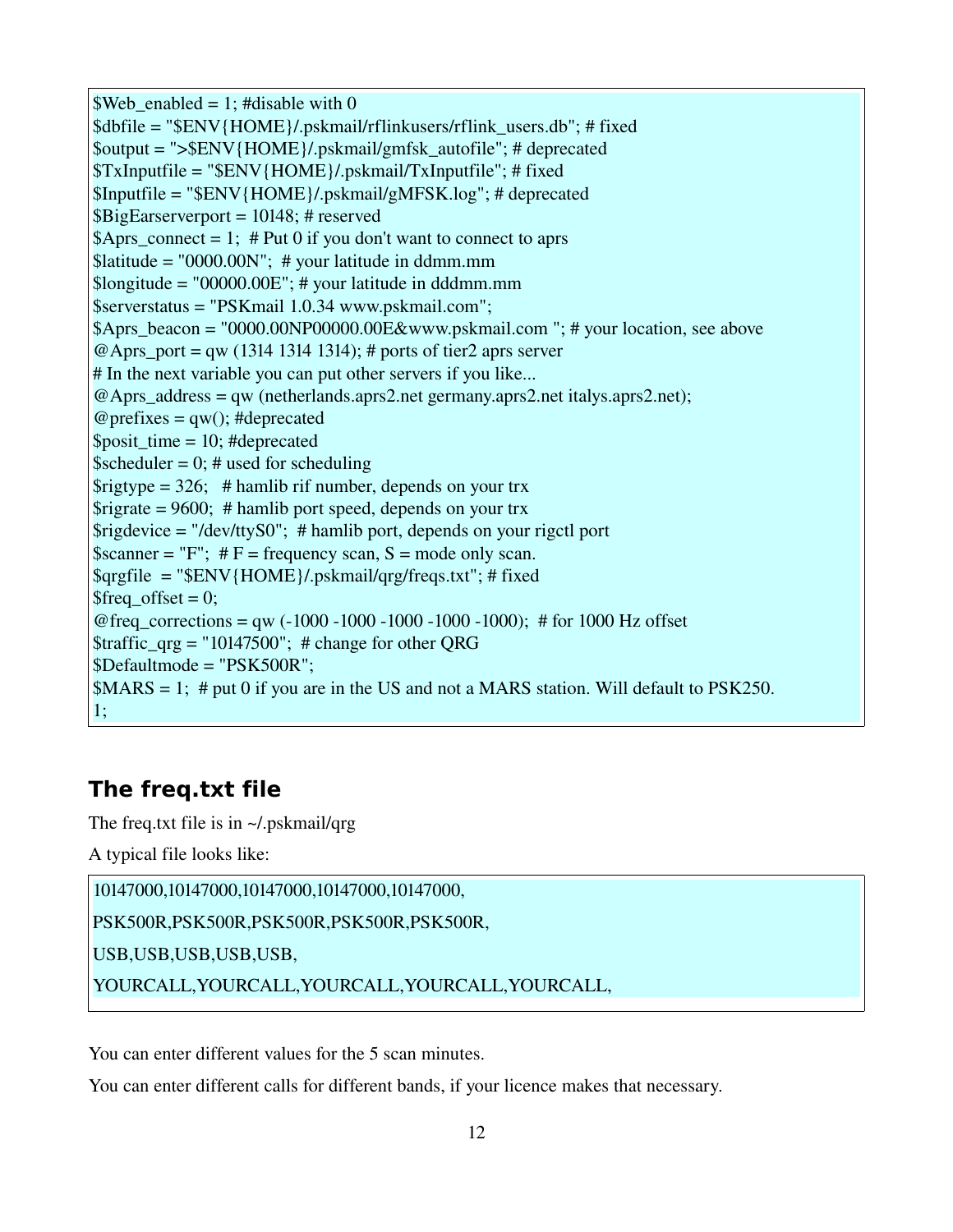```
$Web_enabled = 1; #disable with 0
$dbfile = "$ENV{HOME}/.pskmail/rflinkusers/rflink_users.db"; # fixed
$output = ">$ENV{HOME}/.pskmail/gmfsk_autofile"; # deprecated
$TxInputfile = "$ENV{HOME}/.pskmail/TxInputfile"; # fixed
$Inputfile = "$ENV{HOME}/.pskmail/gMFSK.log"; # deprecated
$BigEarserverport = 10148; # reserved
$Aprs_connect = 1;  # Put 0 if you don't want to connect to aprs
$latitude = "0000.00N";  # your latitude in ddmm.mm
$longitude = "00000.00E"; # your latitude in dddmm.mm
$serverstatus = "PSKmail 1.0.34 www.pskmail.com";
$Aprs_beacon = "0000.00NP00000.00E&www.pskmail.com "; # your location, see above
@Aprs_port = qw (1314 1314 1314); # ports of tier2 aprs server
# In the next variable you can put other servers if you like...
@Aprs_address = qw (netherlands.aprs2.net germany.aprs2.net italys.aprs2.net);
@prefixes = qw(); #deprecated
$posit_time = 10; #deprecated
$scheduler = 0; # used for scheduling
$rigtype = 326;   # hamlib rif number, depends on your trx
$rigrate = 9600;  # hamlib port speed, depends on your trx
$rigdevice = "/dev/ttyS0";  # hamlib port, depends on your rigctl port
$scanner = "F";  # F = frequency scan, S = mode only scan.
$qrgfile  = "$ENV{HOME}/.pskmail/qrg/freqs.txt"; # fixed
$freq_offset = 0;
@freq_corrections = qw (-1000 -1000 -1000 -1000 -1000);  # for 1000 Hz offset
$traffic_qrg = "10147500";  # change for other QRG
$Defaultmode = "PSK500R";
$MARS = 1;  # put 0 if you are in the US and not a MARS station. Will default to PSK250.
1;
```

## The freq.txt file

The freq.txt file is in ~/.pskmail/qrg

A typical file looks like:

```
10147000,10147000,10147000,10147000,10147000,

PSK500R,PSK500R,PSK500R,PSK500R,PSK500R,

USB,USB,USB,USB,USB,

YOURCALL,YOURCALL,YOURCALL,YOURCALL,YOURCALL,
```

You can enter different values for the 5 scan minutes.

You can enter different calls for different bands, if your licence makes that necessary.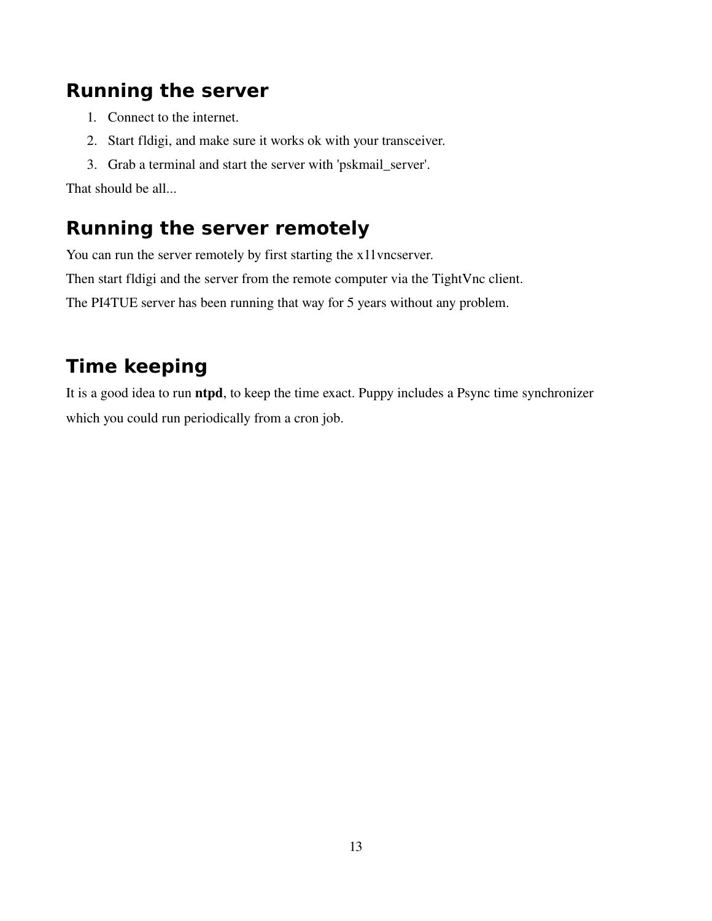## Running the server

1. Connect to the internet.
2. Start fldigi, and make sure it works ok with your transceiver.
3. Grab a terminal and start the server with 'pskmail_server'.

That should be all...

## Running the server remotely

You can run the server remotely by first starting the x11vncserver.

Then start fldigi and the server from the remote computer via the TightVnc client.

The PI4TUE server has been running that way for 5 years without any problem.

## Time keeping

It is a good idea to run **ntpd**, to keep the time exact. Puppy includes a Psync time synchronizer which you could run periodically from a cron job.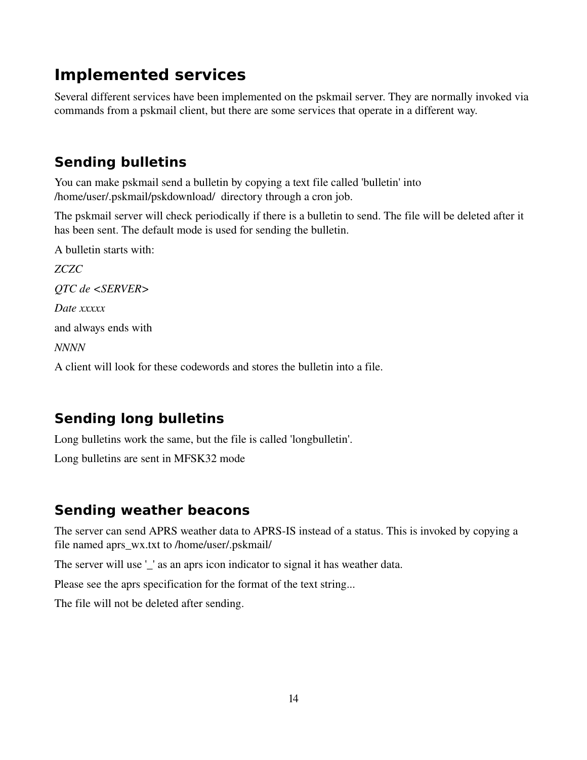# Implemented services

Several different services have been implemented on the pskmail server. They are normally invoked via commands from a pskmail client, but there are some services that operate in a different way.

## Sending bulletins

You can make pskmail send a bulletin by copying a text file called 'bulletin' into /home/user/.pskmail/pskdownload/ directory through a cron job.

The pskmail server will check periodically if there is a bulletin to send. The file will be deleted after it has been sent. The default mode is used for sending the bulletin.

A bulletin starts with:

*ZCZC*

*QTC de <SERVER>*

*Date xxxxx*

and always ends with

*NNNN*

A client will look for these codewords and stores the bulletin into a file.

## Sending long bulletins

Long bulletins work the same, but the file is called 'longbulletin'.

Long bulletins are sent in MFSK32 mode

## Sending weather beacons

The server can send APRS weather data to APRS-IS instead of a status. This is invoked by copying a file named aprs_wx.txt to /home/user/.pskmail/

The server will use '_' as an aprs icon indicator to signal it has weather data.

Please see the aprs specification for the format of the text string...

The file will not be deleted after sending.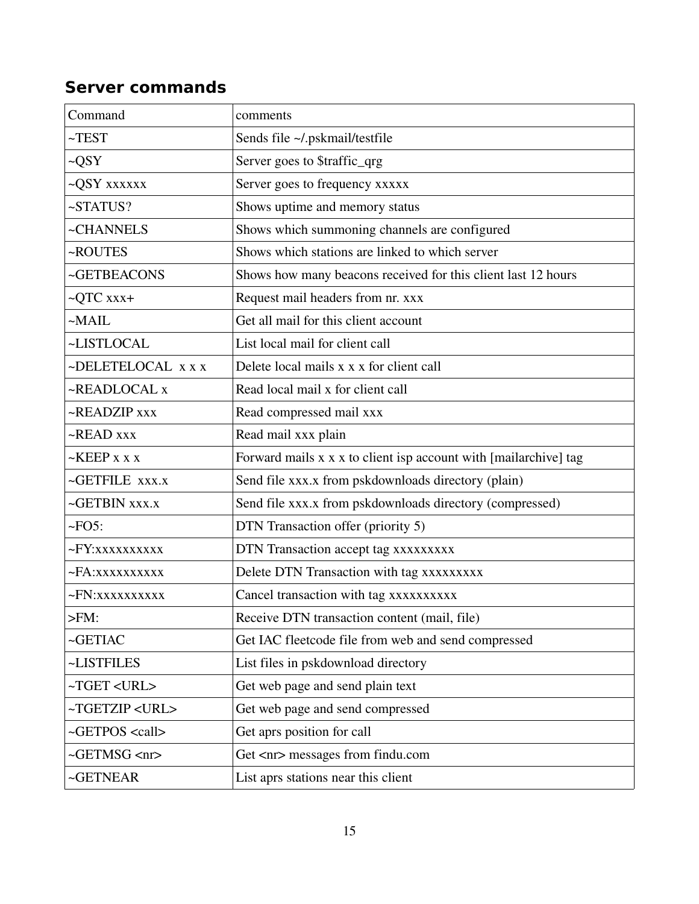## Server commands

| Command | comments |
|---|---|
| ~TEST | Sends file ~/.pskmail/testfile |
| ~QSY | Server goes to $traffic_qrg |
| ~QSY xxxxxx | Server goes to frequency xxxxx |
| ~STATUS? | Shows uptime and memory status |
| ~CHANNELS | Shows which summoning channels are configured |
| ~ROUTES | Shows which stations are linked to which server |
| ~GETBEACONS | Shows how many beacons received for this client last 12 hours |
| ~QTC xxx+ | Request mail headers from nr. xxx |
| ~MAIL | Get all mail for this client account |
| ~LISTLOCAL | List local mail for client call |
| ~DELETELOCAL  x x x | Delete local mails x x x for client call |
| ~READLOCAL x | Read local mail x for client call |
| ~READZIP xxx | Read compressed mail xxx |
| ~READ xxx | Read mail xxx plain |
| ~KEEP x x x | Forward mails x x x to client isp account with [mailarchive] tag |
| ~GETFILE  xxx.x | Send file xxx.x from pskdownloads directory (plain) |
| ~GETBIN xxx.x | Send file xxx.x from pskdownloads directory (compressed) |
| ~FO5: | DTN Transaction offer (priority 5) |
| ~FY:xxxxxxxxxx | DTN Transaction accept tag xxxxxxxxx |
| ~FA:xxxxxxxxxx | Delete DTN Transaction with tag xxxxxxxxx |
| ~FN:xxxxxxxxxx | Cancel transaction with tag xxxxxxxxxx |
| >FM: | Receive DTN transaction content (mail, file) |
| ~GETIAC | Get IAC fleetcode file from web and send compressed |
| ~LISTFILES | List files in pskdownload directory |
| ~TGET <URL> | Get web page and send plain text |
| ~TGETZIP <URL> | Get web page and send compressed |
| ~GETPOS <call> | Get aprs position for call |
| ~GETMSG <nr> | Get <nr> messages from findu.com |
| ~GETNEAR | List aprs stations near this client |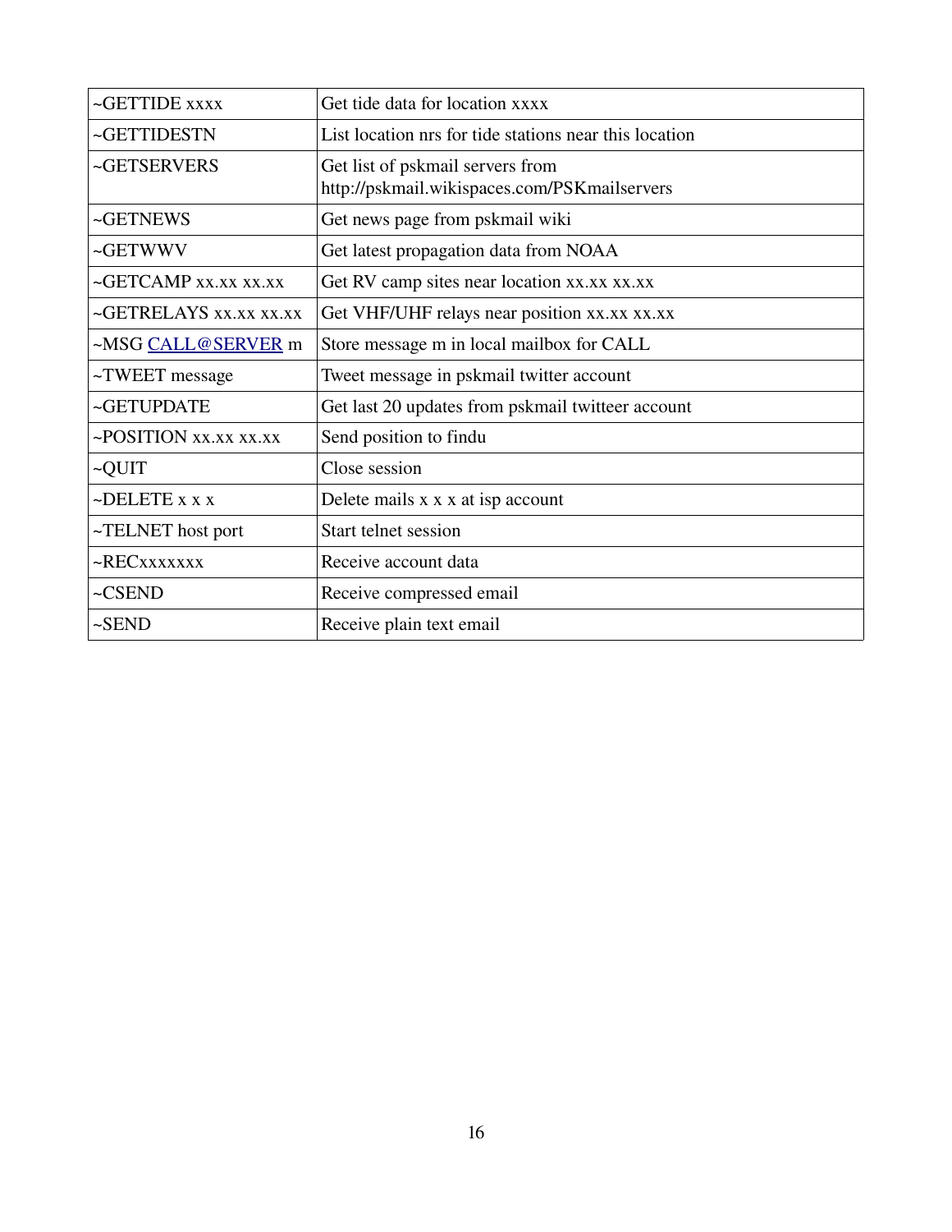| ~GETTIDE xxxx | Get tide data for location xxxx |
|---|---|
| ~GETTIDESTN | List location nrs for tide stations near this location |
| ~GETSERVERS | Get list of pskmail servers from http://pskmail.wikispaces.com/PSKmailservers |
| ~GETNEWS | Get news page from pskmail wiki |
| ~GETWWV | Get latest propagation data from NOAA |
| ~GETCAMP xx.xx xx.xx | Get RV camp sites near location xx.xx xx.xx |
| ~GETRELAYS xx.xx xx.xx | Get VHF/UHF relays near position xx.xx xx.xx |
| ~MSG CALL@SERVER m | Store message m in local mailbox for CALL |
| ~TWEET message | Tweet message in pskmail twitter account |
| ~GETUPDATE | Get last 20 updates from pskmail twitteer account |
| ~POSITION xx.xx xx.xx | Send position to findu |
| ~QUIT | Close session |
| ~DELETE x x x | Delete mails x x x at isp account |
| ~TELNET host port | Start telnet session |
| ~RECxxxxxxx | Receive account data |
| ~CSEND | Receive compressed email |
| ~SEND | Receive plain text email |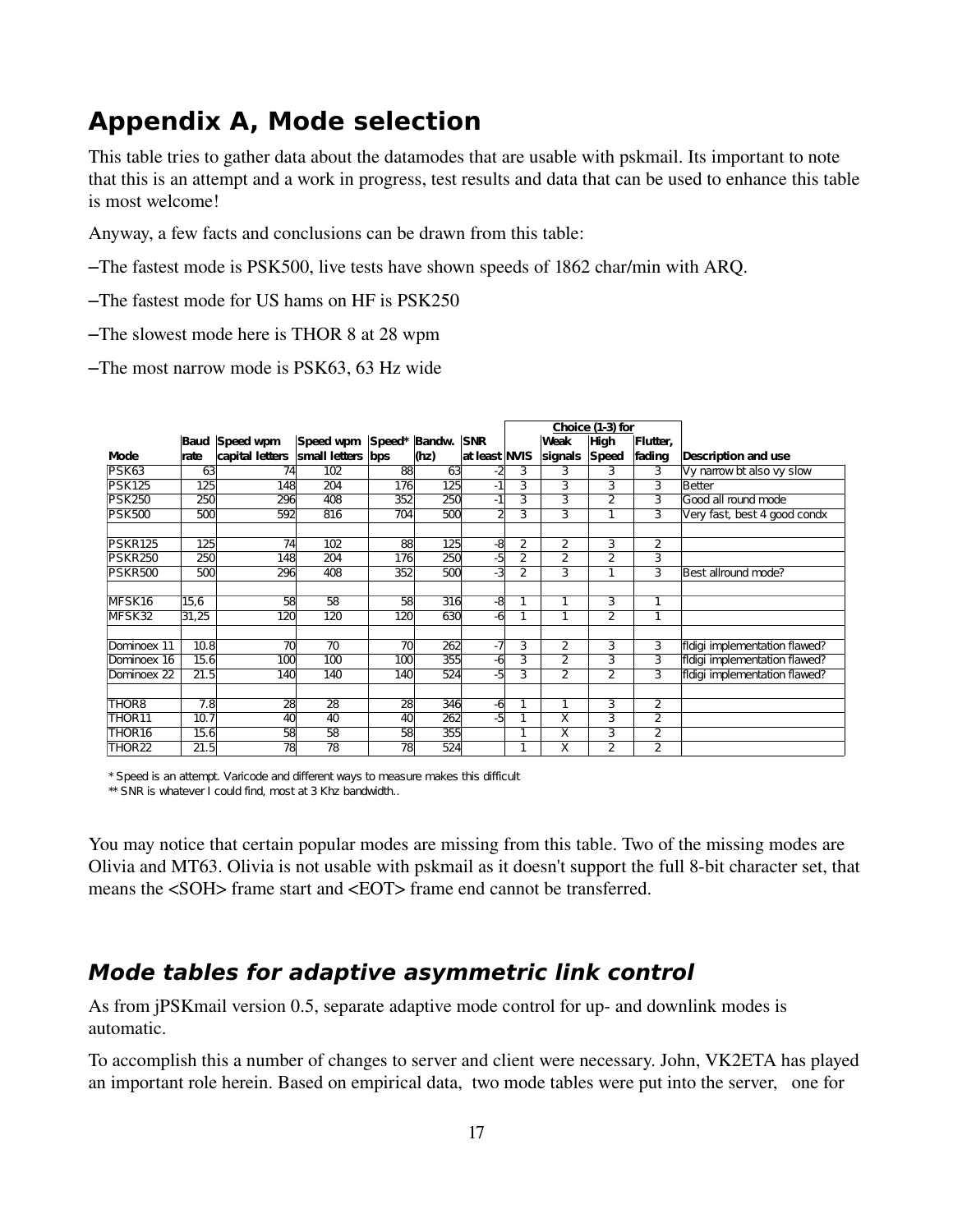## Appendix A, Mode selection

This table tries to gather data about the datamodes that are usable with pskmail. Its important to note that this is an attempt and a work in progress, test results and data that can be used to enhance this table is most welcome!

Anyway, a few facts and conclusions can be drawn from this table:

– The fastest mode is PSK500, live tests have shown speeds of 1862 char/min with ARQ.

– The fastest mode for US hams on HF is PSK250

– The slowest mode here is THOR 8 at 28 wpm

– The most narrow mode is PSK63, 63 Hz wide

| Mode | Baud rate | Speed wpm capital letters | Speed wpm small letters | Speed* bps | Bandw. (hz) | SNR at least | NVIS | Choice (1-3) for Weak signals | High Speed | Flutter, fading | Description and use |
|---|---|---|---|---|---|---|---|---|---|---|---|
| PSK63 | 63 | 74 | 102 | 88 | 63 | -2 | 3 | 3 | 3 | 3 | Vy narrow bt also vy slow |
| PSK125 | 125 | 148 | 204 | 176 | 125 | -1 | 3 | 3 | 3 | 3 | Better |
| PSK250 | 250 | 296 | 408 | 352 | 250 | -1 | 3 | 3 | 2 | 3 | Good all round mode |
| PSK500 | 500 | 592 | 816 | 704 | 500 | 2 | 3 | 3 | 1 | 3 | Very fast, best 4 good condx |
| | | | | | | | | | | | |
| PSKR125 | 125 | 74 | 102 | 88 | 125 | -8 | 2 | 2 | 3 | 2 | |
| PSKR250 | 250 | 148 | 204 | 176 | 250 | -5 | 2 | 2 | 2 | 3 | |
| PSKR500 | 500 | 296 | 408 | 352 | 500 | -3 | 2 | 3 | 1 | 3 | Best allround mode? |
| | | | | | | | | | | | |
| MFSK16 | 15,6 | 58 | 58 | 58 | 316 | -8 | 1 | 1 | 3 | 1 | |
| MFSK32 | 31,25 | 120 | 120 | 120 | 630 | -6 | 1 | 1 | 2 | 1 | |
| | | | | | | | | | | | |
| Dominoex 11 | 10.8 | 70 | 70 | 70 | 262 | -7 | 3 | 2 | 3 | 3 | fldigi implementation flawed? |
| Dominoex 16 | 15.6 | 100 | 100 | 100 | 355 | -6 | 3 | 2 | 3 | 3 | fldigi implementation flawed? |
| Dominoex 22 | 21.5 | 140 | 140 | 140 | 524 | -5 | 3 | 2 | 2 | 3 | fldigi implementation flawed? |
| | | | | | | | | | | | |
| THOR8 | 7.8 | 28 | 28 | 28 | 346 | -6 | 1 | 1 | 3 | 2 | |
| THOR11 | 10.7 | 40 | 40 | 40 | 262 | -5 | 1 | X | 3 | 2 | |
| THOR16 | 15.6 | 58 | 58 | 58 | 355 | | 1 | X | 3 | 2 | |
| THOR22 | 21.5 | 78 | 78 | 78 | 524 | | 1 | X | 2 | 2 | |

\* Speed is an attempt. Varicode and different ways to measure makes this difficult

\*\* SNR is whatever I could find, most at 3 Khz bandwidth..

You may notice that certain popular modes are missing from this table. Two of the missing modes are Olivia and MT63. Olivia is not usable with pskmail as it doesn't support the full 8-bit character set, that means the <SOH> frame start and <EOT> frame end cannot be transferred.

### *Mode tables for adaptive asymmetric link control*

As from jPSKmail version 0.5, separate adaptive mode control for up- and downlink modes is automatic.

To accomplish this a number of changes to server and client were necessary. John, VK2ETA has played an important role herein. Based on empirical data, two mode tables were put into the server, one for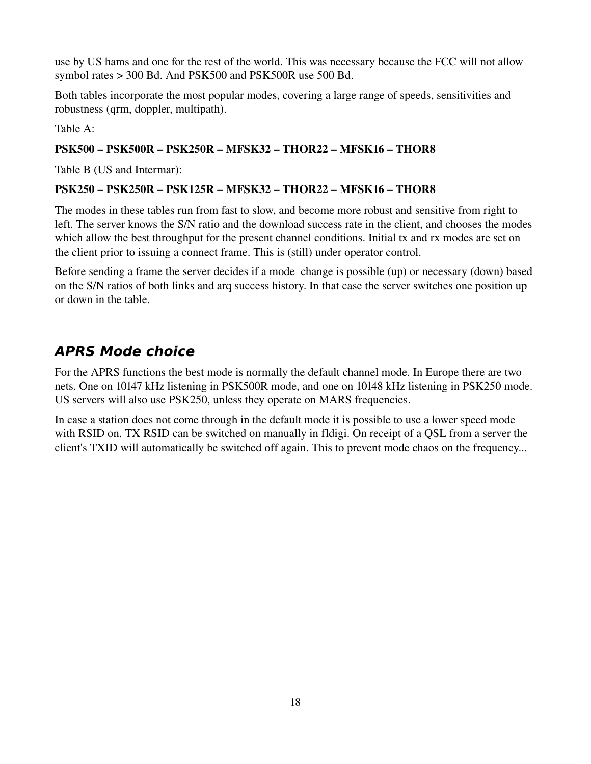use by US hams and one for the rest of the world. This was necessary because the FCC will not allow symbol rates > 300 Bd. And PSK500 and PSK500R use 500 Bd.

Both tables incorporate the most popular modes, covering a large range of speeds, sensitivities and robustness (qrm, doppler, multipath).

Table A:

**PSK500 – PSK500R – PSK250R – MFSK32 – THOR22 – MFSK16 – THOR8**

Table B (US and Intermar):

**PSK250 – PSK250R – PSK125R – MFSK32 – THOR22 – MFSK16 – THOR8**

The modes in these tables run from fast to slow, and become more robust and sensitive from right to left. The server knows the S/N ratio and the download success rate in the client, and chooses the modes which allow the best throughput for the present channel conditions. Initial tx and rx modes are set on the client prior to issuing a connect frame. This is (still) under operator control.

Before sending a frame the server decides if a mode change is possible (up) or necessary (down) based on the S/N ratios of both links and arq success history. In that case the server switches one position up or down in the table.

## *APRS Mode choice*

For the APRS functions the best mode is normally the default channel mode. In Europe there are two nets. One on 10147 kHz listening in PSK500R mode, and one on 10148 kHz listening in PSK250 mode. US servers will also use PSK250, unless they operate on MARS frequencies.

In case a station does not come through in the default mode it is possible to use a lower speed mode with RSID on. TX RSID can be switched on manually in fldigi. On receipt of a QSL from a server the client's TXID will automatically be switched off again. This to prevent mode chaos on the frequency...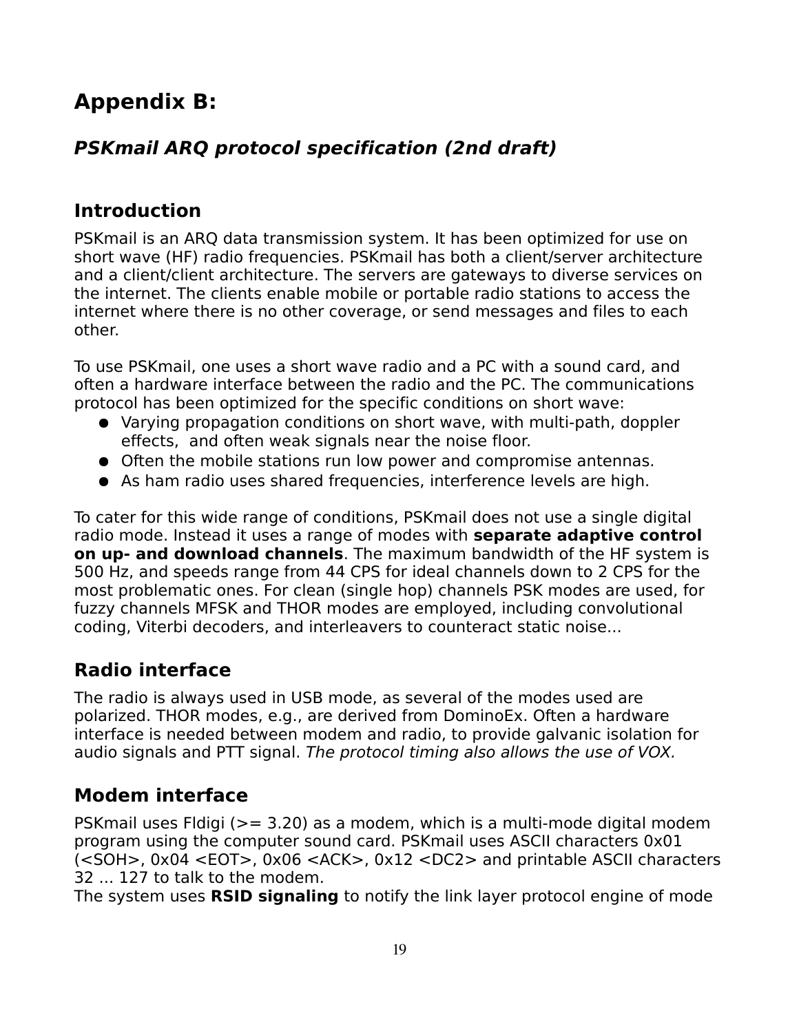# Appendix B:

## *PSKmail ARQ protocol specification (2nd draft)*

### Introduction

PSKmail is an ARQ data transmission system. It has been optimized for use on short wave (HF) radio frequencies. PSKmail has both a client/server architecture and a client/client architecture. The servers are gateways to diverse services on the internet. The clients enable mobile or portable radio stations to access the internet where there is no other coverage, or send messages and files to each other.

To use PSKmail, one uses a short wave radio and a PC with a sound card, and often a hardware interface between the radio and the PC. The communications protocol has been optimized for the specific conditions on short wave:

- Varying propagation conditions on short wave, with multi-path, doppler effects, and often weak signals near the noise floor.
- Often the mobile stations run low power and compromise antennas.
- As ham radio uses shared frequencies, interference levels are high.

To cater for this wide range of conditions, PSKmail does not use a single digital radio mode. Instead it uses a range of modes with **separate adaptive control on up- and download channels**. The maximum bandwidth of the HF system is 500 Hz, and speeds range from 44 CPS for ideal channels down to 2 CPS for the most problematic ones. For clean (single hop) channels PSK modes are used, for fuzzy channels MFSK and THOR modes are employed, including convolutional coding, Viterbi decoders, and interleavers to counteract static noise...

### Radio interface

The radio is always used in USB mode, as several of the modes used are polarized. THOR modes, e.g., are derived from DominoEx. Often a hardware interface is needed between modem and radio, to provide galvanic isolation for audio signals and PTT signal. *The protocol timing also allows the use of VOX.*

### Modem interface

PSKmail uses Fldigi (>= 3.20) as a modem, which is a multi-mode digital modem program using the computer sound card. PSKmail uses ASCII characters 0x01 (<SOH>, 0x04 <EOT>, 0x06 <ACK>, 0x12 <DC2> and printable ASCII characters 32 ... 127 to talk to the modem.
The system uses **RSID signaling** to notify the link layer protocol engine of mode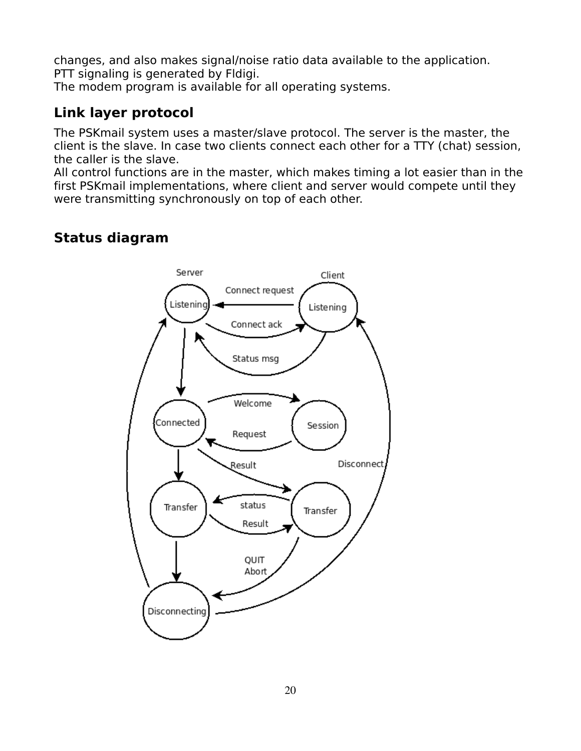changes, and also makes signal/noise ratio data available to the application.
PTT signaling is generated by Fldigi.
The modem program is available for all operating systems.

## Link layer protocol

The PSKmail system uses a master/slave protocol. The server is the master, the client is the slave. In case two clients connect each other for a TTY (chat) session, the caller is the slave.
All control functions are in the master, which makes timing a lot easier than in the first PSKmail implementations, where client and server would compete until they were transmitting synchronously on top of each other.

## Status diagram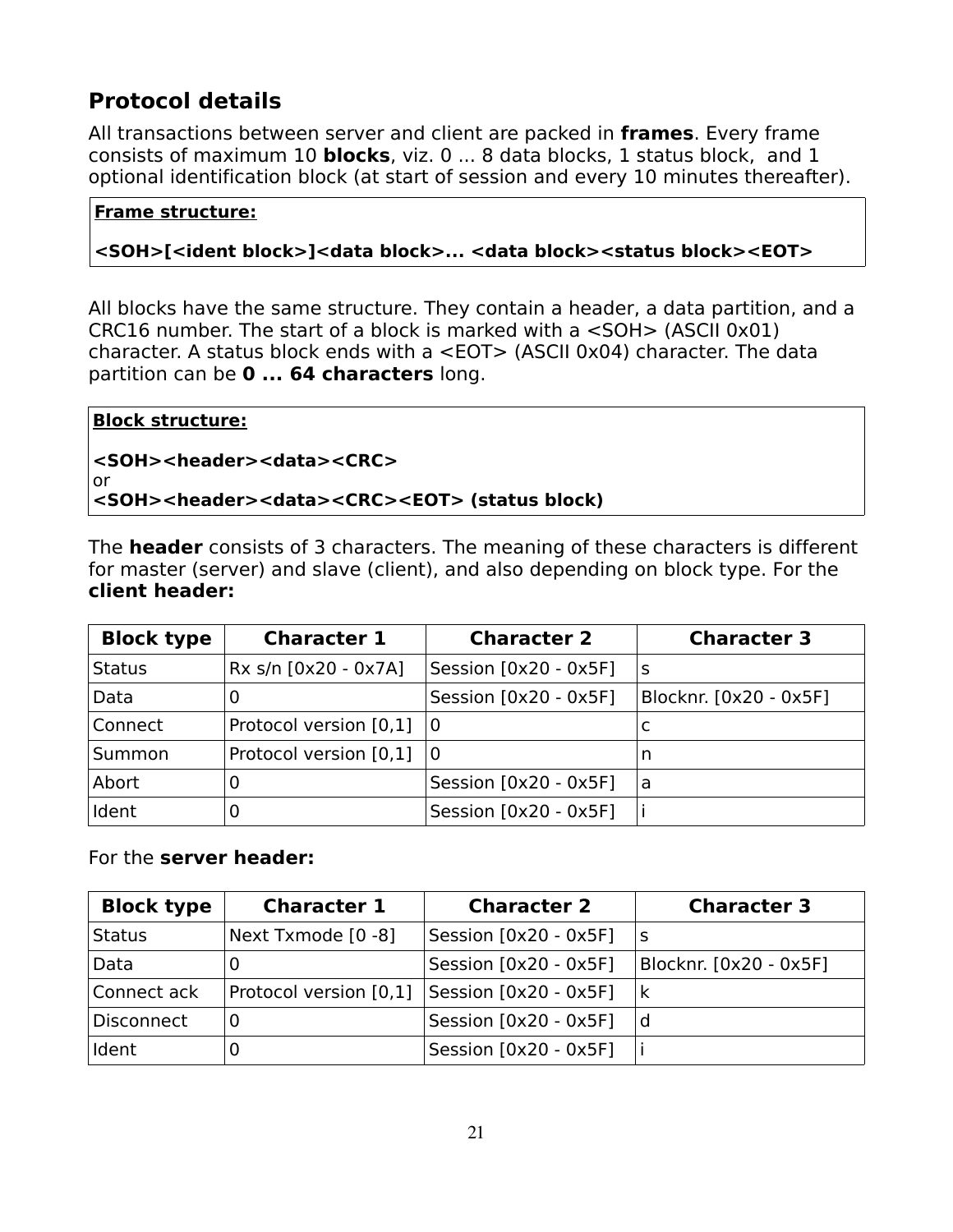## Protocol details

All transactions between server and client are packed in **frames**. Every frame consists of maximum 10 **blocks**, viz. 0 ... 8 data blocks, 1 status block, and 1 optional identification block (at start of session and every 10 minutes thereafter).

**Frame structure:**

**<SOH>[<ident block>]<data block>... <data block><status block><EOT>**

All blocks have the same structure. They contain a header, a data partition, and a CRC16 number. The start of a block is marked with a <SOH> (ASCII 0x01) character. A status block ends with a <EOT> (ASCII 0x04) character. The data partition can be **0 ... 64 characters** long.

**Block structure:**

**<SOH><header><data><CRC>**
or
**<SOH><header><data><CRC><EOT> (status block)**

The **header** consists of 3 characters. The meaning of these characters is different for master (server) and slave (client), and also depending on block type. For the **client header:**

| Block type | Character 1 | Character 2 | Character 3 |
|---|---|---|---|
| Status | Rx s/n [0x20 - 0x7A] | Session [0x20 - 0x5F] | s |
| Data | 0 | Session [0x20 - 0x5F] | Blocknr. [0x20 - 0x5F] |
| Connect | Protocol version [0,1] | 0 | c |
| Summon | Protocol version [0,1] | 0 | n |
| Abort | 0 | Session [0x20 - 0x5F] | a |
| Ident | 0 | Session [0x20 - 0x5F] | i |

For the **server header:**

| Block type | Character 1 | Character 2 | Character 3 |
|---|---|---|---|
| Status | Next Txmode [0 -8] | Session [0x20 - 0x5F] | s |
| Data | 0 | Session [0x20 - 0x5F] | Blocknr. [0x20 - 0x5F] |
| Connect ack | Protocol version [0,1] | Session [0x20 - 0x5F] | k |
| Disconnect | 0 | Session [0x20 - 0x5F] | d |
| Ident | 0 | Session [0x20 - 0x5F] | i |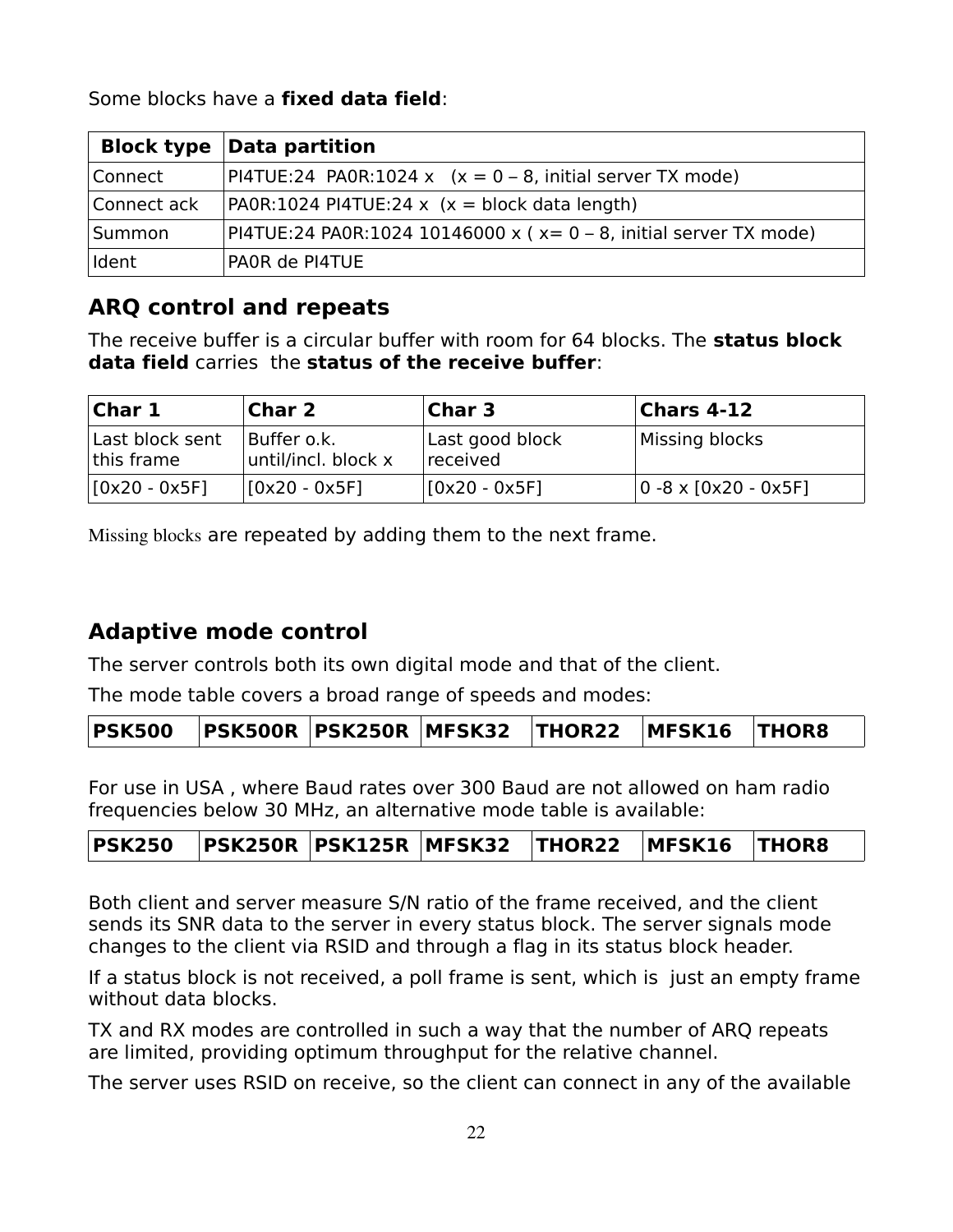Some blocks have a **fixed data field**:

| Block type | Data partition |
|---|---|
| Connect | PI4TUE:24  PA0R:1024 x   (x = 0 – 8, initial server TX mode) |
| Connect ack | PA0R:1024 PI4TUE:24 x  (x = block data length) |
| Summon | PI4TUE:24 PA0R:1024 10146000 x ( x= 0 – 8, initial server TX mode) |
| Ident | PA0R de PI4TUE |

## ARQ control and repeats

The receive buffer is a circular buffer with room for 64 blocks. The **status block data field** carries  the **status of the receive buffer**:

| Char 1 | Char 2 | Char 3 | Chars 4-12 |
|---|---|---|---|
| Last block sent this frame | Buffer o.k. until/incl. block x | Last good block received | Missing blocks |
| [0x20 - 0x5F] | [0x20 - 0x5F] | [0x20 - 0x5F] | 0 -8 x [0x20 - 0x5F] |

Missing blocks are repeated by adding them to the next frame.

## Adaptive mode control

The server controls both its own digital mode and that of the client.

The mode table covers a broad range of speeds and modes:

| PSK500 | PSK500R | PSK250R | MFSK32 | THOR22 | MFSK16 | THOR8 |
|---|---|---|---|---|---|---|

For use in USA , where Baud rates over 300 Baud are not allowed on ham radio frequencies below 30 MHz, an alternative mode table is available:

| PSK250 | PSK250R | PSK125R | MFSK32 | THOR22 | MFSK16 | THOR8 |
|---|---|---|---|---|---|---|

Both client and server measure S/N ratio of the frame received, and the client sends its SNR data to the server in every status block. The server signals mode changes to the client via RSID and through a flag in its status block header.

If a status block is not received, a poll frame is sent, which is  just an empty frame without data blocks.

TX and RX modes are controlled in such a way that the number of ARQ repeats are limited, providing optimum throughput for the relative channel.

The server uses RSID on receive, so the client can connect in any of the available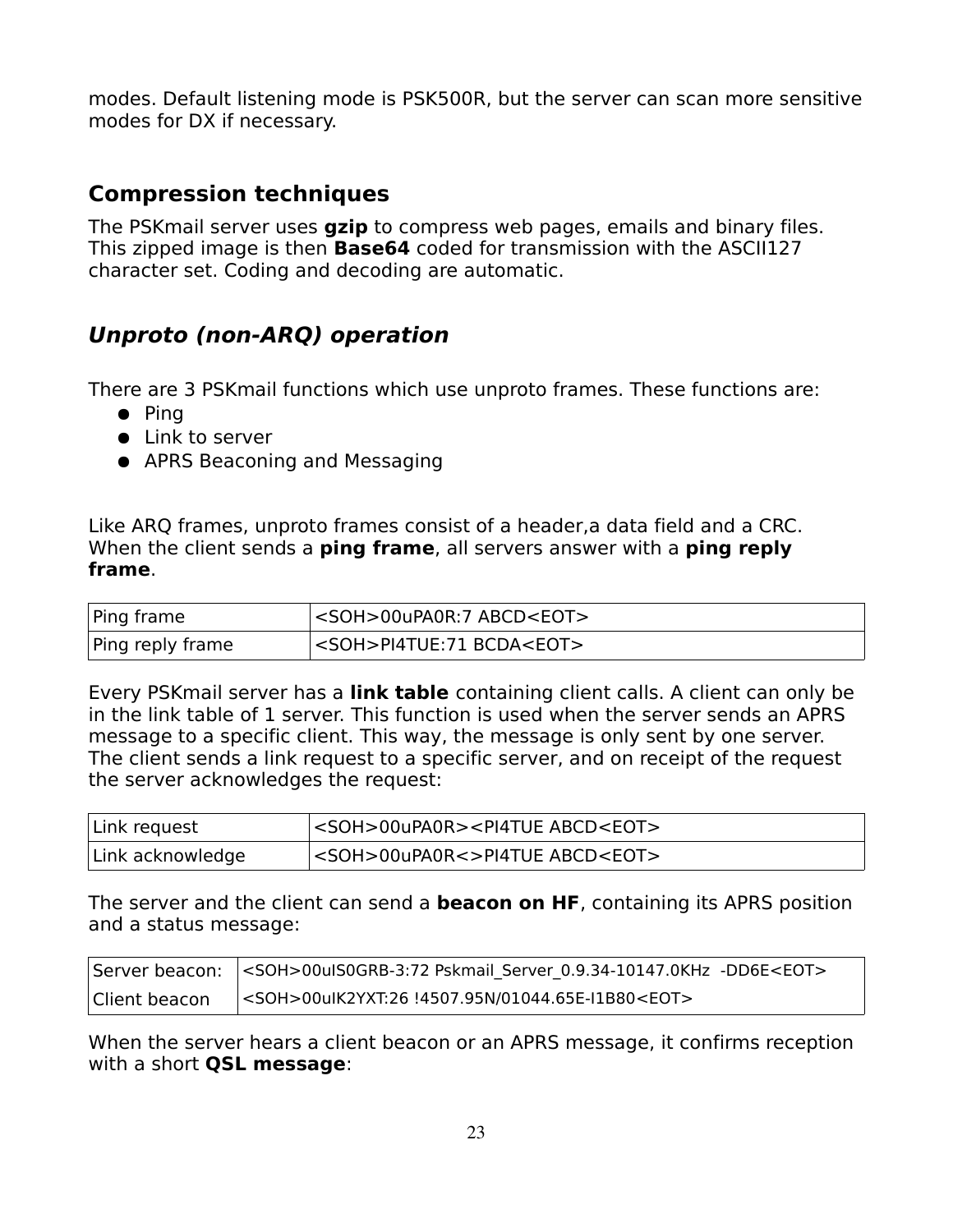modes. Default listening mode is PSK500R, but the server can scan more sensitive modes for DX if necessary.

## Compression techniques

The PSKmail server uses **gzip** to compress web pages, emails and binary files. This zipped image is then **Base64** coded for transmission with the ASCII127 character set. Coding and decoding are automatic.

## *Unproto (non-ARQ) operation*

There are 3 PSKmail functions which use unproto frames. These functions are:

- Ping
- Link to server
- APRS Beaconing and Messaging

Like ARQ frames, unproto frames consist of a header,a data field and a CRC. When the client sends a **ping frame**, all servers answer with a **ping reply frame**.

| Ping frame | <SOH>00uPA0R:7 ABCD<EOT> |
|---|---|
| Ping reply frame | <SOH>PI4TUE:71 BCDA<EOT> |

Every PSKmail server has a **link table** containing client calls. A client can only be in the link table of 1 server. This function is used when the server sends an APRS message to a specific client. This way, the message is only sent by one server. The client sends a link request to a specific server, and on receipt of the request the server acknowledges the request:

| Link request | <SOH>00uPA0R><PI4TUE ABCD<EOT> |
|---|---|
| Link acknowledge | <SOH>00uPA0R<>PI4TUE ABCD<EOT> |

The server and the client can send a **beacon on HF**, containing its APRS position and a status message:

| Server beacon: | <SOH>00uIS0GRB-3:72 Pskmail_Server_0.9.34-10147.0KHz -DD6E<EOT> |
|---|---|
| Client beacon | <SOH>00uIK2YXT:26 !4507.95N/01044.65E-I1B80<EOT> |

When the server hears a client beacon or an APRS message, it confirms reception with a short **QSL message**: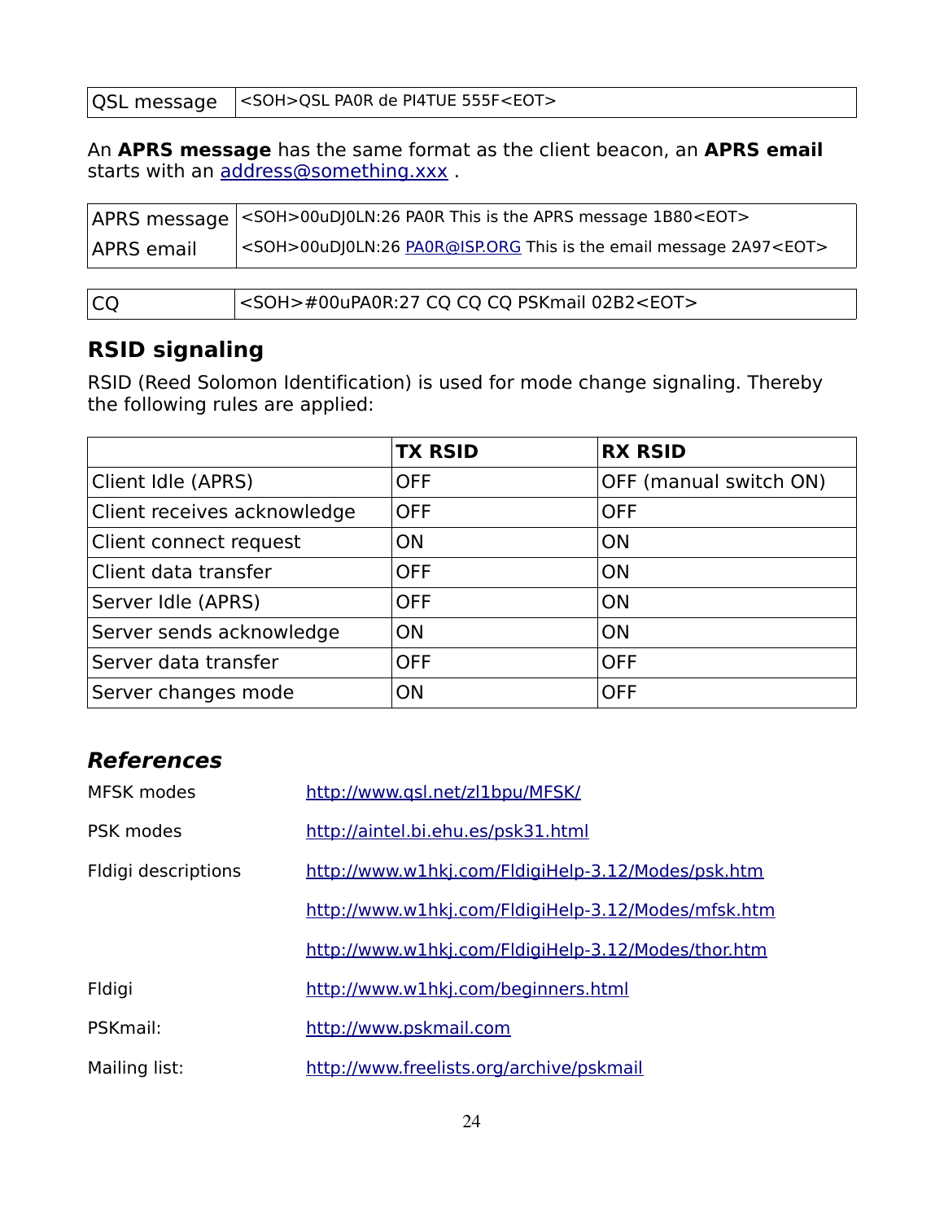| | |
|---|---|
| QSL message | <SOH>QSL PA0R de PI4TUE 555F<EOT> |

An **APRS message** has the same format as the client beacon, an **APRS email** starts with an address@something.xxx .

| | |
|---|---|
| APRS message | <SOH>00uDJ0LN:26 PA0R This is the APRS message 1B80<EOT> |
| APRS email | <SOH>00uDJ0LN:26 PA0R@ISP.ORG This is the email message 2A97<EOT> |

| | |
|---|---|
| CQ | <SOH>#00uPA0R:27 CQ CQ CQ PSKmail 02B2<EOT> |

## RSID signaling

RSID (Reed Solomon Identification) is used for mode change signaling. Thereby the following rules are applied:

| | **TX RSID** | **RX RSID** |
|---|---|---|
| Client Idle (APRS) | OFF | OFF (manual switch ON) |
| Client receives acknowledge | OFF | OFF |
| Client connect request | ON | ON |
| Client data transfer | OFF | ON |
| Server Idle (APRS) | OFF | ON |
| Server sends acknowledge | ON | ON |
| Server data transfer | OFF | OFF |
| Server changes mode | ON | OFF |

## *References*

| | |
|---|---|
| MFSK modes | http://www.qsl.net/zl1bpu/MFSK/ |
| PSK modes | http://aintel.bi.ehu.es/psk31.html |
| Fldigi descriptions | http://www.w1hkj.com/FldigiHelp-3.12/Modes/psk.htm |
| | http://www.w1hkj.com/FldigiHelp-3.12/Modes/mfsk.htm |
| | http://www.w1hkj.com/FldigiHelp-3.12/Modes/thor.htm |
| Fldigi | http://www.w1hkj.com/beginners.html |
| PSKmail: | http://www.pskmail.com |
| Mailing list: | http://www.freelists.org/archive/pskmail |